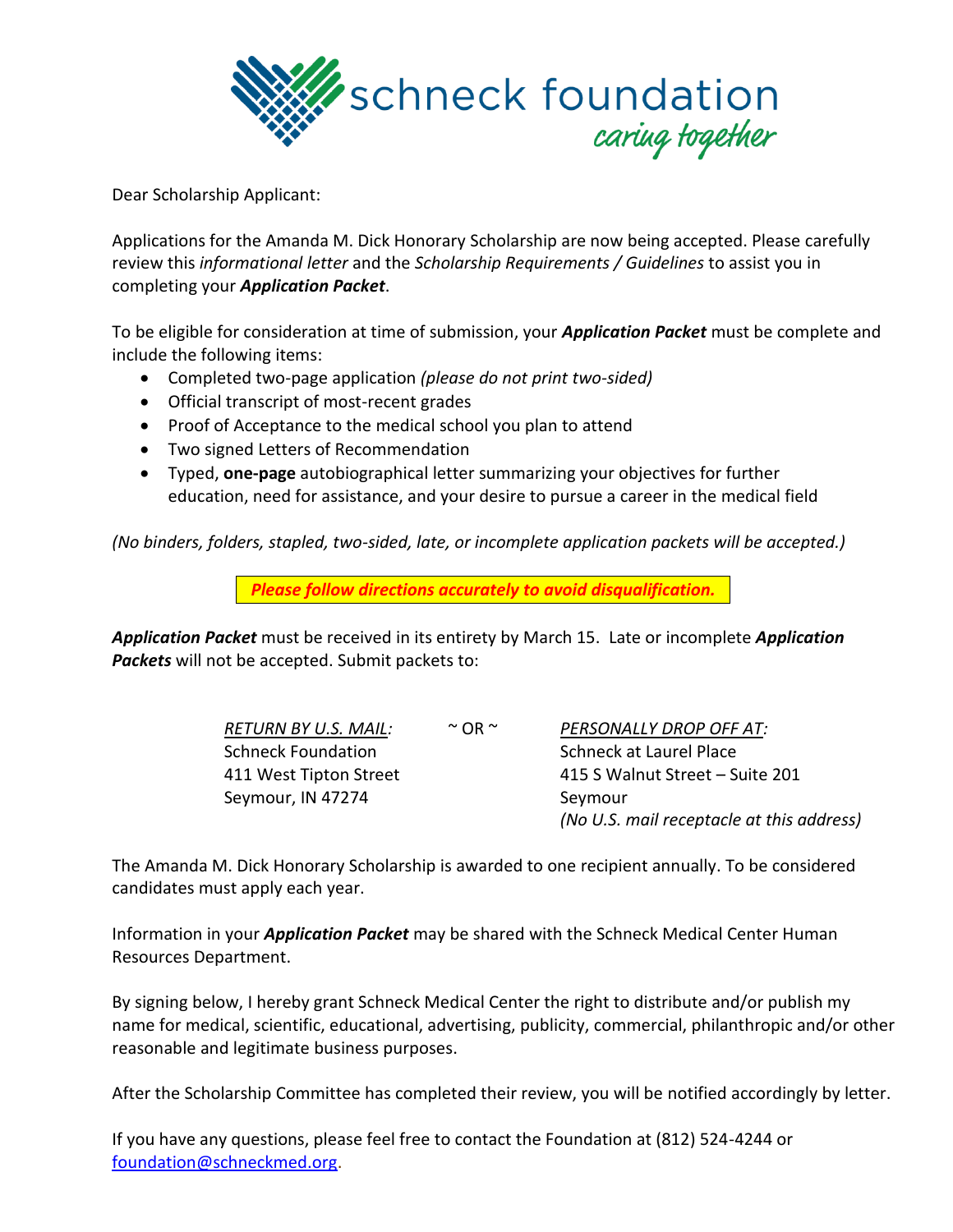schneck foundation
*caring together*

Dear Scholarship Applicant:

Applications for the Amanda M. Dick Honorary Scholarship are now being accepted. Please carefully review this *informational letter* and the *Scholarship Requirements / Guidelines* to assist you in completing your ***Application Packet***.

To be eligible for consideration at time of submission, your ***Application Packet*** must be complete and include the following items:

- Completed two-page application *(please do not print two-sided)*
- Official transcript of most-recent grades
- Proof of Acceptance to the medical school you plan to attend
- Two signed Letters of Recommendation
- Typed, **one-page** autobiographical letter summarizing your objectives for further education, need for assistance, and your desire to pursue a career in the medical field

*(No binders, folders, stapled, two-sided, late, or incomplete application packets will be accepted.)*

***Please follow directions accurately to avoid disqualification.***

***Application Packet*** must be received in its entirety by March 15. Late or incomplete ***Application Packets*** will not be accepted. Submit packets to:

*RETURN BY U.S. MAIL:*
Schneck Foundation
411 West Tipton Street
Seymour, IN 47274

~ OR ~

*PERSONALLY DROP OFF AT:*
Schneck at Laurel Place
415 S Walnut Street – Suite 201
Seymour
*(No U.S. mail receptacle at this address)*

The Amanda M. Dick Honorary Scholarship is awarded to one recipient annually. To be considered candidates must apply each year.

Information in your ***Application Packet*** may be shared with the Schneck Medical Center Human Resources Department.

By signing below, I hereby grant Schneck Medical Center the right to distribute and/or publish my name for medical, scientific, educational, advertising, publicity, commercial, philanthropic and/or other reasonable and legitimate business purposes.

After the Scholarship Committee has completed their review, you will be notified accordingly by letter.

If you have any questions, please feel free to contact the Foundation at (812) 524-4244 or foundation@schneckmed.org.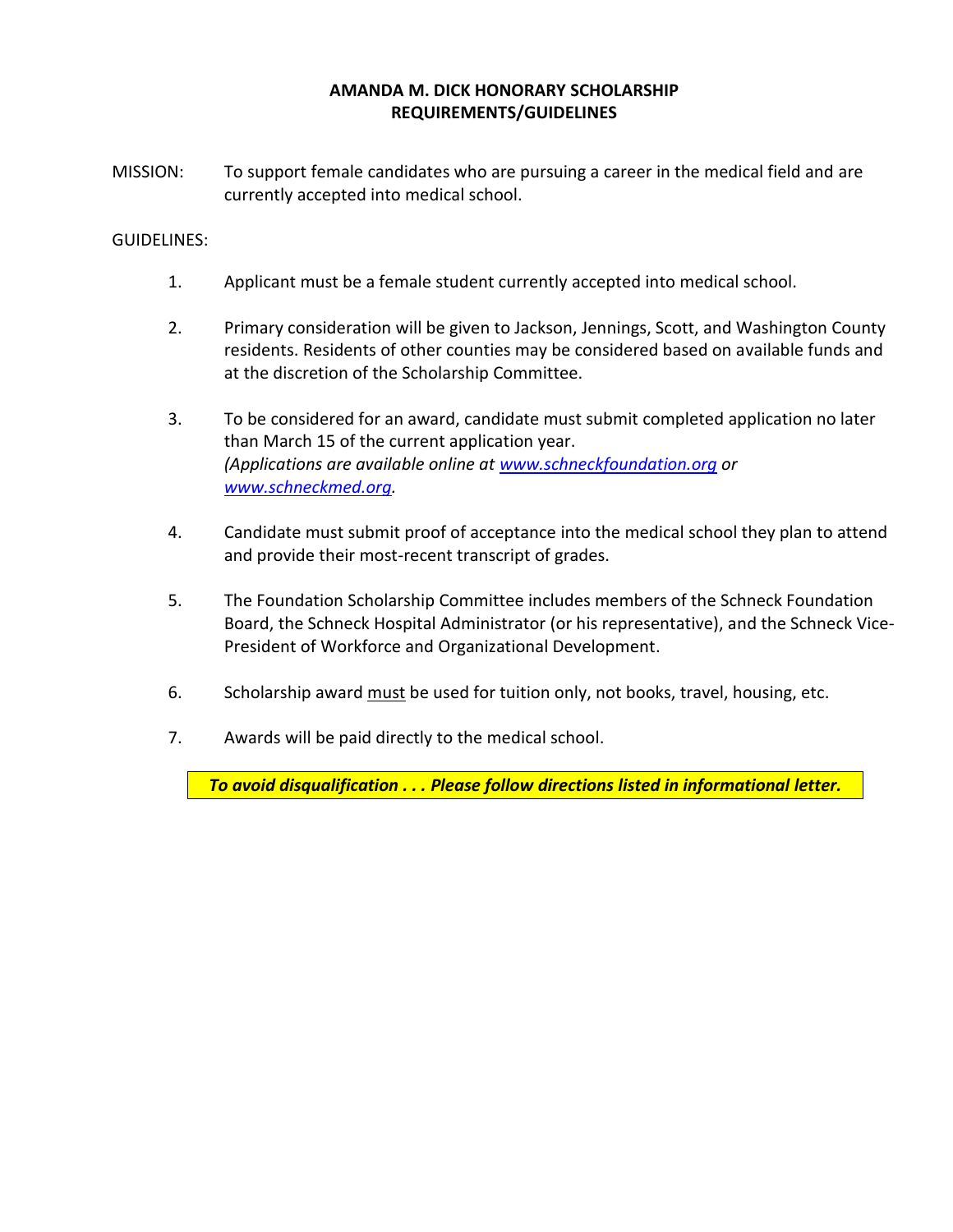# AMANDA M. DICK HONORARY SCHOLARSHIP
## REQUIREMENTS/GUIDELINES

MISSION: To support female candidates who are pursuing a career in the medical field and are currently accepted into medical school.

GUIDELINES:

1. Applicant must be a female student currently accepted into medical school.

2. Primary consideration will be given to Jackson, Jennings, Scott, and Washington County residents. Residents of other counties may be considered based on available funds and at the discretion of the Scholarship Committee.

3. To be considered for an award, candidate must submit completed application no later than March 15 of the current application year.
   *(Applications are available online at [www.schneckfoundation.org](http://www.schneckfoundation.org) or [www.schneckmed.org](http://www.schneckmed.org).*

4. Candidate must submit proof of acceptance into the medical school they plan to attend and provide their most-recent transcript of grades.

5. The Foundation Scholarship Committee includes members of the Schneck Foundation Board, the Schneck Hospital Administrator (or his representative), and the Schneck Vice-President of Workforce and Organizational Development.

6. Scholarship award <u>must</u> be used for tuition only, not books, travel, housing, etc.

7. Awards will be paid directly to the medical school.

***To avoid disqualification . . . Please follow directions listed in informational letter.***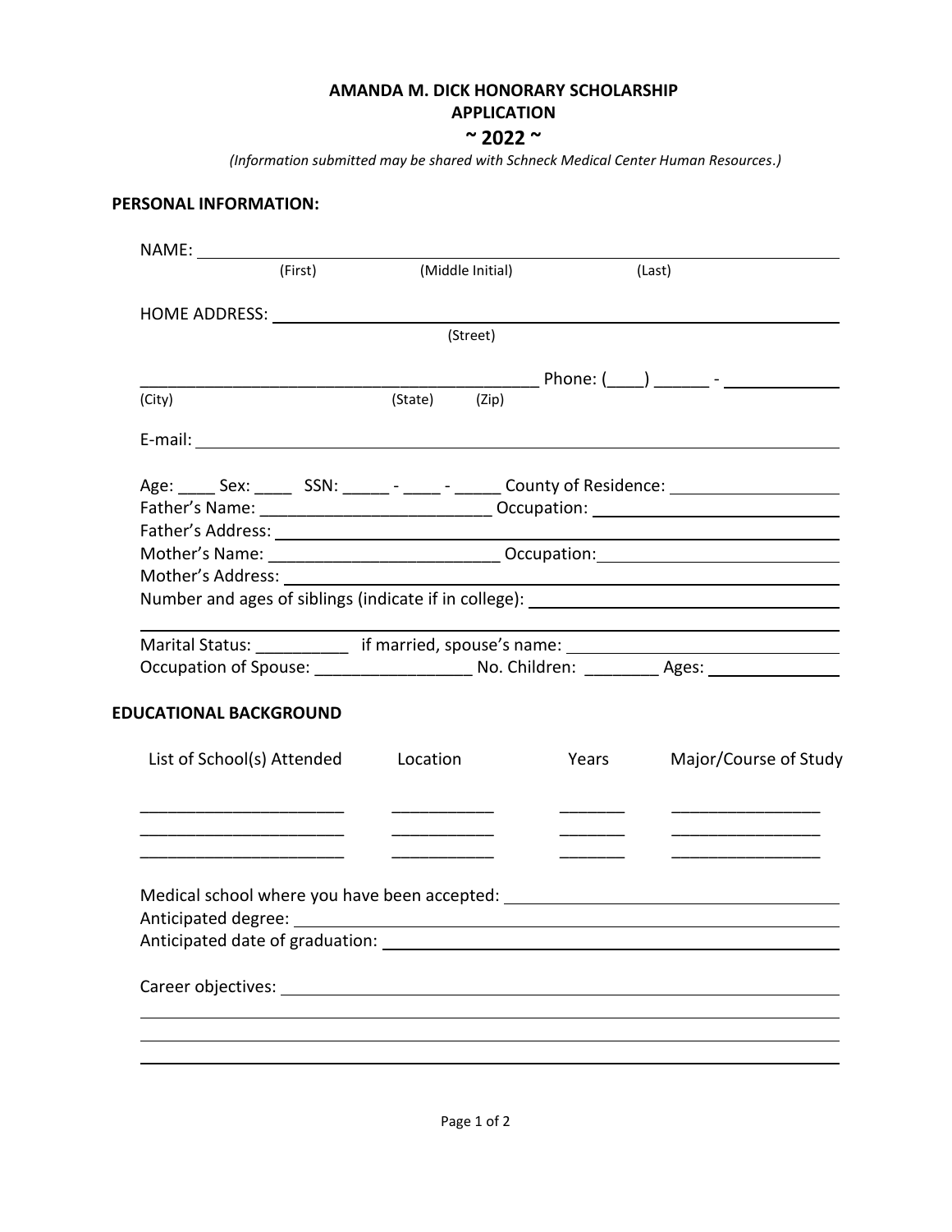**AMANDA M. DICK HONORARY SCHOLARSHIP APPLICATION**

**~ 2022 ~**

*(Information submitted may be shared with Schneck Medical Center Human Resources.)*

## PERSONAL INFORMATION:

NAME: ________________________________________________________________
(First) (Middle Initial) (Last)

HOME ADDRESS: ________________________________________________________
(Street)

___________________________________________ Phone: (____) ______ - ____________
(City) (State) (Zip)

E-mail: ________________________________________________________________

Age: ____ Sex: ____ SSN: _____ - ____ - _____ County of Residence: __________________

Father's Name: ________________________ Occupation: __________________________

Father's Address: ______________________________________________________

Mother's Name: ________________________ Occupation: __________________________

Mother's Address: ______________________________________________________

Number and ages of siblings (indicate if in college): _________________________________

________________________________________________________________

Marital Status: __________ if married, spouse's name: ____________________________

Occupation of Spouse: ________________ No. Children: ________ Ages: ______________

## EDUCATIONAL BACKGROUND

| List of School(s) Attended | Location | Years | Major/Course of Study |
| --- | --- | --- | --- |
| ______________________ | ___________ | _______ | ________________ |
| ______________________ | ___________ | _______ | ________________ |
| ______________________ | ___________ | _______ | ________________ |

Medical school where you have been accepted: ___________________________________

Anticipated degree: ______________________________________________________

Anticipated date of graduation: ____________________________________________

Career objectives: ______________________________________________________

________________________________________________________________

________________________________________________________________

________________________________________________________________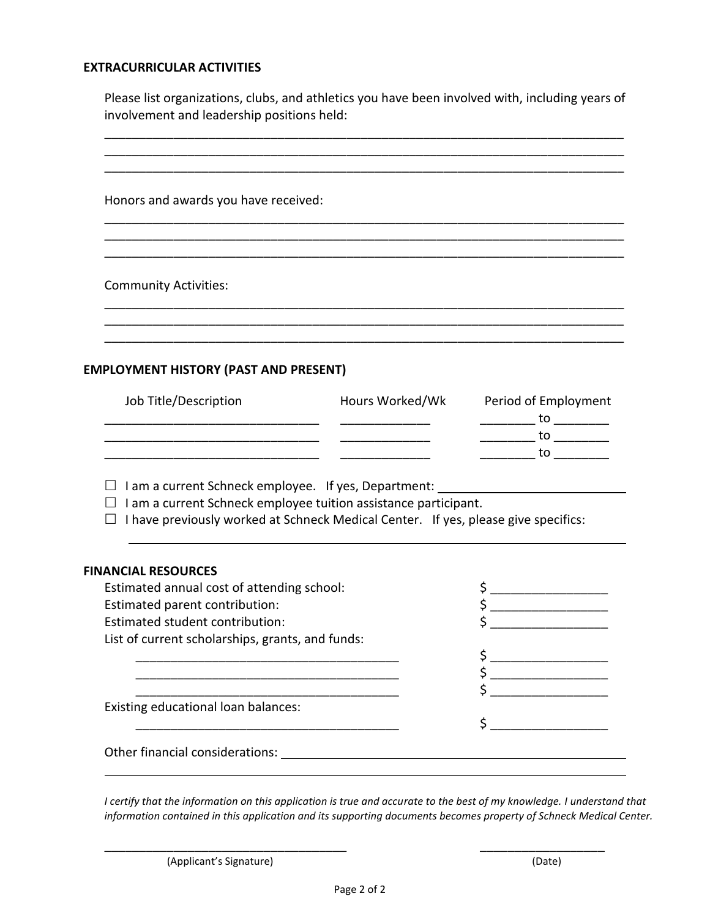## EXTRACURRICULAR ACTIVITIES

Please list organizations, clubs, and athletics you have been involved with, including years of involvement and leadership positions held:

\_\_\_\_\_\_\_\_\_\_\_\_\_\_\_\_\_\_\_\_\_\_\_\_\_\_\_\_\_\_\_\_\_\_\_\_\_\_\_\_\_\_\_\_\_\_\_\_\_\_\_\_\_\_\_\_\_\_\_\_\_\_\_\_\_\_\_\_\_\_\_\_\_\_\_\_

\_\_\_\_\_\_\_\_\_\_\_\_\_\_\_\_\_\_\_\_\_\_\_\_\_\_\_\_\_\_\_\_\_\_\_\_\_\_\_\_\_\_\_\_\_\_\_\_\_\_\_\_\_\_\_\_\_\_\_\_\_\_\_\_\_\_\_\_\_\_\_\_\_\_\_\_

\_\_\_\_\_\_\_\_\_\_\_\_\_\_\_\_\_\_\_\_\_\_\_\_\_\_\_\_\_\_\_\_\_\_\_\_\_\_\_\_\_\_\_\_\_\_\_\_\_\_\_\_\_\_\_\_\_\_\_\_\_\_\_\_\_\_\_\_\_\_\_\_\_\_\_\_

Honors and awards you have received:

\_\_\_\_\_\_\_\_\_\_\_\_\_\_\_\_\_\_\_\_\_\_\_\_\_\_\_\_\_\_\_\_\_\_\_\_\_\_\_\_\_\_\_\_\_\_\_\_\_\_\_\_\_\_\_\_\_\_\_\_\_\_\_\_\_\_\_\_\_\_\_\_\_\_\_\_

\_\_\_\_\_\_\_\_\_\_\_\_\_\_\_\_\_\_\_\_\_\_\_\_\_\_\_\_\_\_\_\_\_\_\_\_\_\_\_\_\_\_\_\_\_\_\_\_\_\_\_\_\_\_\_\_\_\_\_\_\_\_\_\_\_\_\_\_\_\_\_\_\_\_\_\_

\_\_\_\_\_\_\_\_\_\_\_\_\_\_\_\_\_\_\_\_\_\_\_\_\_\_\_\_\_\_\_\_\_\_\_\_\_\_\_\_\_\_\_\_\_\_\_\_\_\_\_\_\_\_\_\_\_\_\_\_\_\_\_\_\_\_\_\_\_\_\_\_\_\_\_\_

Community Activities:

\_\_\_\_\_\_\_\_\_\_\_\_\_\_\_\_\_\_\_\_\_\_\_\_\_\_\_\_\_\_\_\_\_\_\_\_\_\_\_\_\_\_\_\_\_\_\_\_\_\_\_\_\_\_\_\_\_\_\_\_\_\_\_\_\_\_\_\_\_\_\_\_\_\_\_\_

\_\_\_\_\_\_\_\_\_\_\_\_\_\_\_\_\_\_\_\_\_\_\_\_\_\_\_\_\_\_\_\_\_\_\_\_\_\_\_\_\_\_\_\_\_\_\_\_\_\_\_\_\_\_\_\_\_\_\_\_\_\_\_\_\_\_\_\_\_\_\_\_\_\_\_\_

\_\_\_\_\_\_\_\_\_\_\_\_\_\_\_\_\_\_\_\_\_\_\_\_\_\_\_\_\_\_\_\_\_\_\_\_\_\_\_\_\_\_\_\_\_\_\_\_\_\_\_\_\_\_\_\_\_\_\_\_\_\_\_\_\_\_\_\_\_\_\_\_\_\_\_\_

## EMPLOYMENT HISTORY (PAST AND PRESENT)

| Job Title/Description | Hours Worked/Wk | Period of Employment |
|---|---|---|
| | | \_\_\_\_\_\_\_\_ to \_\_\_\_\_\_\_\_ |
| | | \_\_\_\_\_\_\_\_ to \_\_\_\_\_\_\_\_ |
| | | \_\_\_\_\_\_\_\_ to \_\_\_\_\_\_\_\_ |

☐ I am a current Schneck employee. If yes, Department: \_\_\_\_\_\_\_\_\_\_\_\_\_\_\_\_\_\_\_\_\_\_\_\_\_\_\_\_

☐ I am a current Schneck employee tuition assistance participant.

☐ I have previously worked at Schneck Medical Center. If yes, please give specifics:

\_\_\_\_\_\_\_\_\_\_\_\_\_\_\_\_\_\_\_\_\_\_\_\_\_\_\_\_\_\_\_\_\_\_\_\_\_\_\_\_\_\_\_\_\_\_\_\_\_\_\_\_\_\_\_\_\_\_\_\_\_\_\_\_\_\_\_\_\_\_

## FINANCIAL RESOURCES

| | |
|---|---|
| Estimated annual cost of attending school: | $ \_\_\_\_\_\_\_\_\_\_\_\_\_\_\_\_ |
| Estimated parent contribution: | $ \_\_\_\_\_\_\_\_\_\_\_\_\_\_\_\_ |
| Estimated student contribution: | $ \_\_\_\_\_\_\_\_\_\_\_\_\_\_\_\_ |
| List of current scholarships, grants, and funds: | |
| \_\_\_\_\_\_\_\_\_\_\_\_\_\_\_\_\_\_\_\_\_\_\_\_\_\_\_\_\_\_\_\_\_\_\_\_\_ | $ \_\_\_\_\_\_\_\_\_\_\_\_\_\_\_\_ |
| \_\_\_\_\_\_\_\_\_\_\_\_\_\_\_\_\_\_\_\_\_\_\_\_\_\_\_\_\_\_\_\_\_\_\_\_\_ | $ \_\_\_\_\_\_\_\_\_\_\_\_\_\_\_\_ |
| \_\_\_\_\_\_\_\_\_\_\_\_\_\_\_\_\_\_\_\_\_\_\_\_\_\_\_\_\_\_\_\_\_\_\_\_\_ | $ \_\_\_\_\_\_\_\_\_\_\_\_\_\_\_\_ |
| Existing educational loan balances: | |
| \_\_\_\_\_\_\_\_\_\_\_\_\_\_\_\_\_\_\_\_\_\_\_\_\_\_\_\_\_\_\_\_\_\_\_\_\_ | $ \_\_\_\_\_\_\_\_\_\_\_\_\_\_\_\_ |

Other financial considerations: \_\_\_\_\_\_\_\_\_\_\_\_\_\_\_\_\_\_\_\_\_\_\_\_\_\_\_\_\_\_\_\_\_\_\_\_\_\_\_\_\_\_\_\_\_\_\_\_

\_\_\_\_\_\_\_\_\_\_\_\_\_\_\_\_\_\_\_\_\_\_\_\_\_\_\_\_\_\_\_\_\_\_\_\_\_\_\_\_\_\_\_\_\_\_\_\_\_\_\_\_\_\_\_\_\_\_\_\_\_\_\_\_\_\_\_\_\_\_\_\_\_\_

*I certify that the information on this application is true and accurate to the best of my knowledge. I understand that information contained in this application and its supporting documents becomes property of Schneck Medical Center.*

\_\_\_\_\_\_\_\_\_\_\_\_\_\_\_\_\_\_\_\_\_\_\_\_\_\_\_\_\_\_\_\_\_\_\_\_\_ (Applicant's Signature)

\_\_\_\_\_\_\_\_\_\_\_\_\_\_\_\_\_\_\_ (Date)